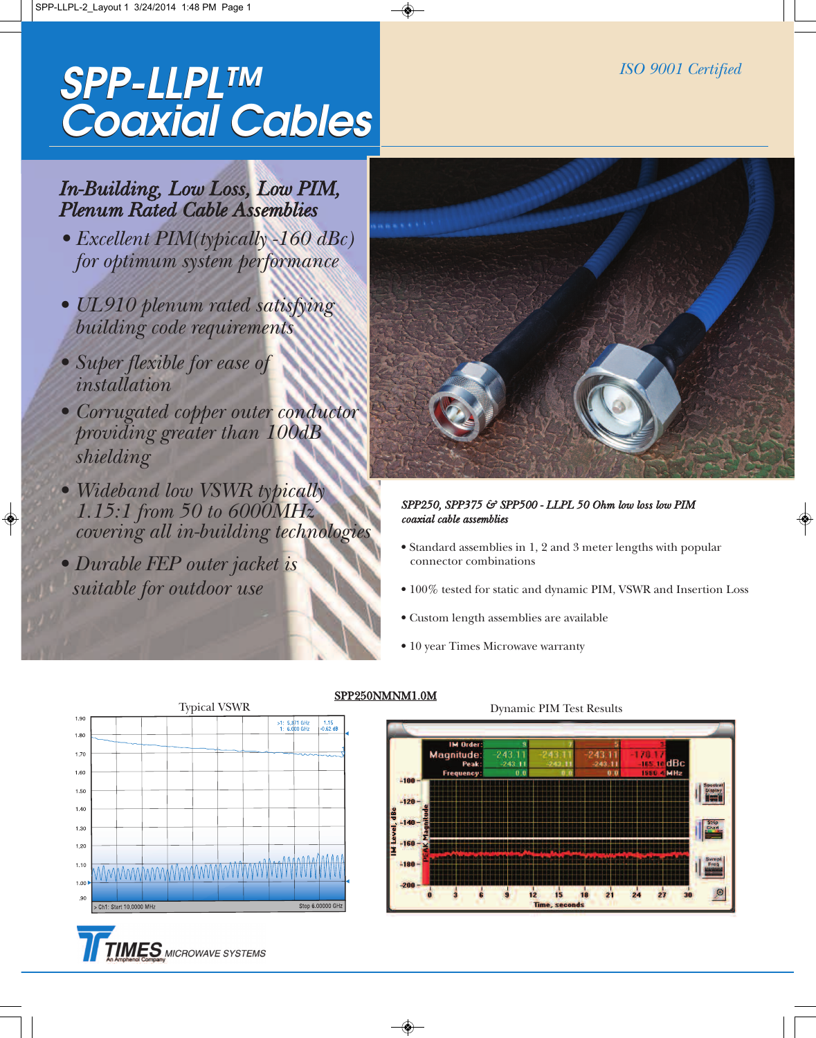# SPP-LLPL™ Coaxial Cables

*ISO 9001 Certified*

## *In-Building, Low Loss, Low PIM, Plenum Rated Cable Assemblies*

- *Excellent PIM(typically -160 dBc) for optimum system performance*
- *UL910 plenum rated satisfying building code requirements*
- *Super flexible for ease of installation*
- *Corrugated copper outer conductor providing greater than 100dB shielding*
- *Wideband low VSWR typically 1.15:1 from 50 to 6000MHz covering all in-building technologies*
- *Durable FEP outer jacket is suitable for outdoor use*

*SPP250, SPP375 & SPP500 - LLPL 50 Ohm low loss low PIM coaxial cable assemblies*

- Standard assemblies in 1, 2 and 3 meter lengths with popular connector combinations
- 100% tested for static and dynamic PIM, VSWR and Insertion Loss
- Custom length assemblies are available
- 10 year Times Microwave warranty

SPP250NMNM1.0M

Typical VSWR

Dynamic PIM Test Results

TIMES MICROWAVE SYSTEMS
An Amphenol Company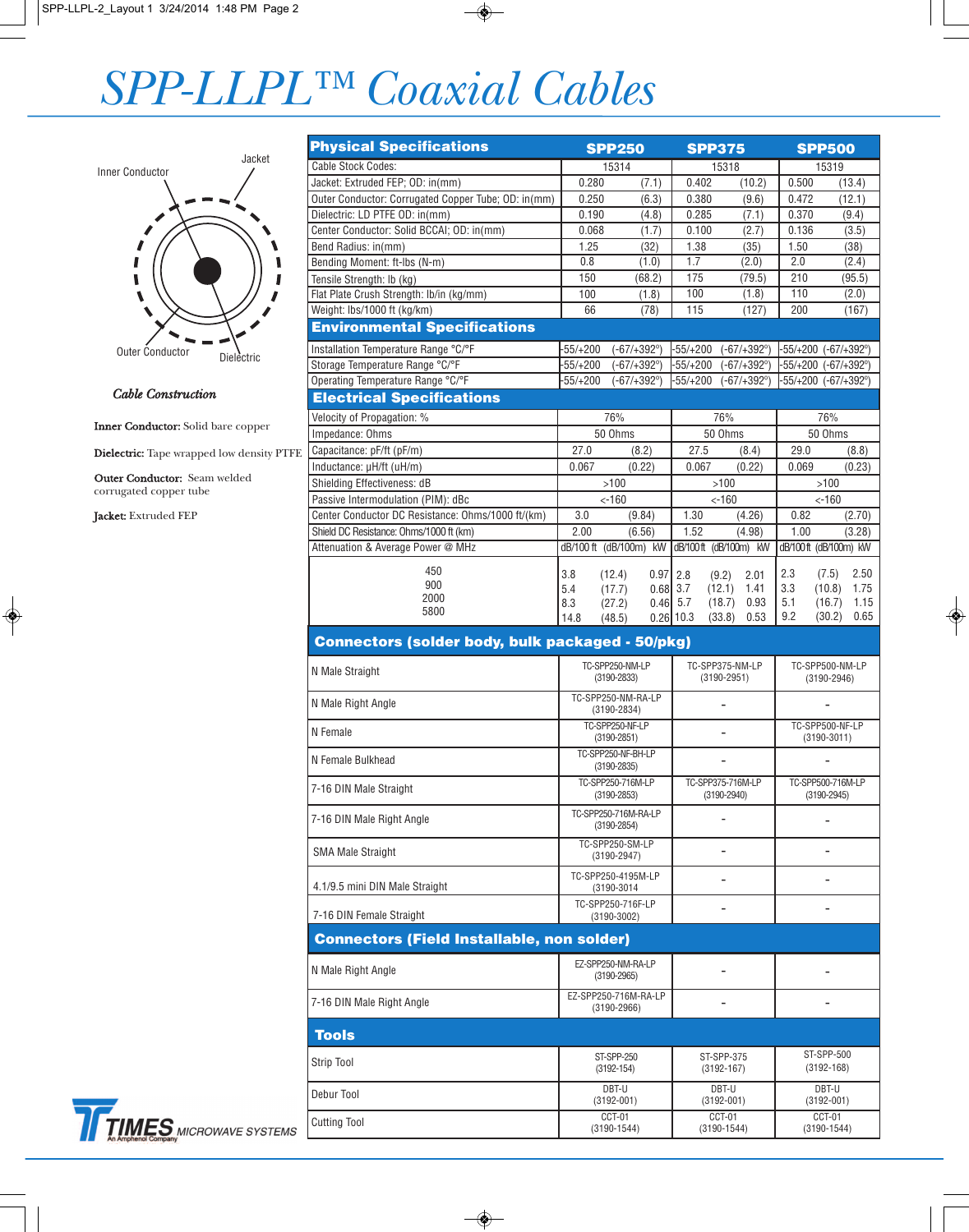# SPP-LLPL™ Coaxial Cables

Jacket

Inner Conductor

Outer Conductor

Dielectric

*Cable Construction*

**Inner Conductor:** Solid bare copper

**Dielectric:** Tape wrapped low density PTFE

**Outer Conductor:** Seam welded corrugated copper tube

**Jacket:** Extruded FEP

| Physical Specifications | SPP250 | | SPP375 | | SPP500 | |
|---|---|---|---|---|---|---|
| Cable Stock Codes: | 15314 | | 15318 | | 15319 | |
| Jacket: Extruded FEP; OD: in(mm) | 0.280 | (7.1) | 0.402 | (10.2) | 0.500 | (13.4) |
| Outer Conductor: Corrugated Copper Tube; OD: in(mm) | 0.250 | (6.3) | 0.380 | (9.6) | 0.472 | (12.1) |
| Dielectric: LD PTFE OD: in(mm) | 0.190 | (4.8) | 0.285 | (7.1) | 0.370 | (9.4) |
| Center Conductor: Solid BCCAl; OD: in(mm) | 0.068 | (1.7) | 0.100 | (2.7) | 0.136 | (3.5) |
| Bend Radius: in(mm) | 1.25 | (32) | 1.38 | (35) | 1.50 | (38) |
| Bending Moment: ft-lbs (N-m) | 0.8 | (1.0) | 1.7 | (2.0) | 2.0 | (2.4) |
| Tensile Strength: lb (kg) | 150 | (68.2) | 175 | (79.5) | 210 | (95.5) |
| Flat Plate Crush Strength: lb/in (kg/mm) | 100 | (1.8) | 100 | (1.8) | 110 | (2.0) |
| Weight: lbs/1000 ft (kg/km) | 66 | (78) | 115 | (127) | 200 | (167) |
| **Environmental Specifications** | | | | | | |
| Installation Temperature Range °C/°F | -55/+200 | (-67/+392°) | -55/+200 | (-67/+392°) | -55/+200 | (-67/+392°) |
| Storage Temperature Range °C/°F | -55/+200 | (-67/+392°) | -55/+200 | (-67/+392°) | -55/+200 | (-67/+392°) |
| Operating Temperature Range °C/°F | -55/+200 | (-67/+392°) | -55/+200 | (-67/+392°) | -55/+200 | (-67/+392°) |
| **Electrical Specifications** | | | | | | |
| Velocity of Propagation: % | 76% | | 76% | | 76% | |
| Impedance: Ohms | 50 Ohms | | 50 Ohms | | 50 Ohms | |
| Capacitance: pF/ft (pF/m) | 27.0 | (8.2) | 27.5 | (8.4) | 29.0 | (8.8) |
| Inductance: µH/ft (uH/m) | 0.067 | (0.22) | 0.067 | (0.22) | 0.069 | (0.23) |
| Shielding Effectiveness: dB | >100 | | >100 | | >100 | |
| Passive Intermodulation (PIM): dBc | <-160 | | <-160 | | <-160 | |
| Center Conductor DC Resistance: Ohms/1000 ft/(km) | 3.0 | (9.84) | 1.30 | (4.26) | 0.82 | (2.70) |
| Shield DC Resistance: Ohms/1000 ft (km) | 2.00 | (6.56) | 1.52 | (4.98) | 1.00 | (3.28) |

| Attenuation & Average Power @ MHz | SPP250 dB/100 ft | (dB/100m) | kW | SPP375 dB/100 ft | (dB/100m) | kW | SPP500 dB/100 ft | (dB/100m) | kW |
|---|---|---|---|---|---|---|---|---|---|
| 450 | 3.8 | (12.4) | 0.97 | 2.8 | (9.2) | 2.01 | 2.3 | (7.5) | 2.50 |
| 900 | 5.4 | (17.7) | 0.68 | 3.7 | (12.1) | 1.41 | 3.3 | (10.8) | 1.75 |
| 2000 | 8.3 | (27.2) | 0.46 | 5.7 | (18.7) | 0.93 | 5.1 | (16.7) | 1.15 |
| 5800 | 14.8 | (48.5) | 0.26 | 10.3 | (33.8) | 0.53 | 9.2 | (30.2) | 0.65 |

| Connectors (solder body, bulk packaged - 50/pkg) | SPP250 | SPP375 | SPP500 |
|---|---|---|---|
| N Male Straight | TC-SPP250-NM-LP (3190-2833) | TC-SPP375-NM-LP (3190-2951) | TC-SPP500-NM-LP (3190-2946) |
| N Male Right Angle | TC-SPP250-NM-RA-LP (3190-2834) | - | - |
| N Female | TC-SPP250-NF-LP (3190-2851) | - | TC-SPP500-NF-LP (3190-3011) |
| N Female Bulkhead | TC-SPP250-NF-BH-LP (3190-2835) | - | - |
| 7-16 DIN Male Straight | TC-SPP250-716M-LP (3190-2853) | TC-SPP375-716M-LP (3190-2940) | TC-SPP500-716M-LP (3190-2945) |
| 7-16 DIN Male Right Angle | TC-SPP250-716M-RA-LP (3190-2854) | - | - |
| SMA Male Straight | TC-SPP250-SM-LP (3190-2947) | - | - |
| 4.1/9.5 mini DIN Male Straight | TC-SPP250-4195M-LP (3190-3014 | - | - |
| 7-16 DIN Female Straight | TC-SPP250-716F-LP (3190-3002) | - | - |
| **Connectors (Field Installable, non solder)** | | | |
| N Male Right Angle | EZ-SPP250-NM-RA-LP (3190-2965) | - | - |
| 7-16 DIN Male Right Angle | EZ-SPP250-716M-RA-LP (3190-2966) | - | - |
| **Tools** | | | |
| Strip Tool | ST-SPP-250 (3192-154) | ST-SPP-375 (3192-167) | ST-SPP-500 (3192-168) |
| Debur Tool | DBT-U (3192-001) | DBT-U (3192-001) | DBT-U (3192-001) |
| Cutting Tool | CCT-01 (3190-1544) | CCT-01 (3190-1544) | CCT-01 (3190-1544) |

TIMES MICROWAVE SYSTEMS
An Amphenol Company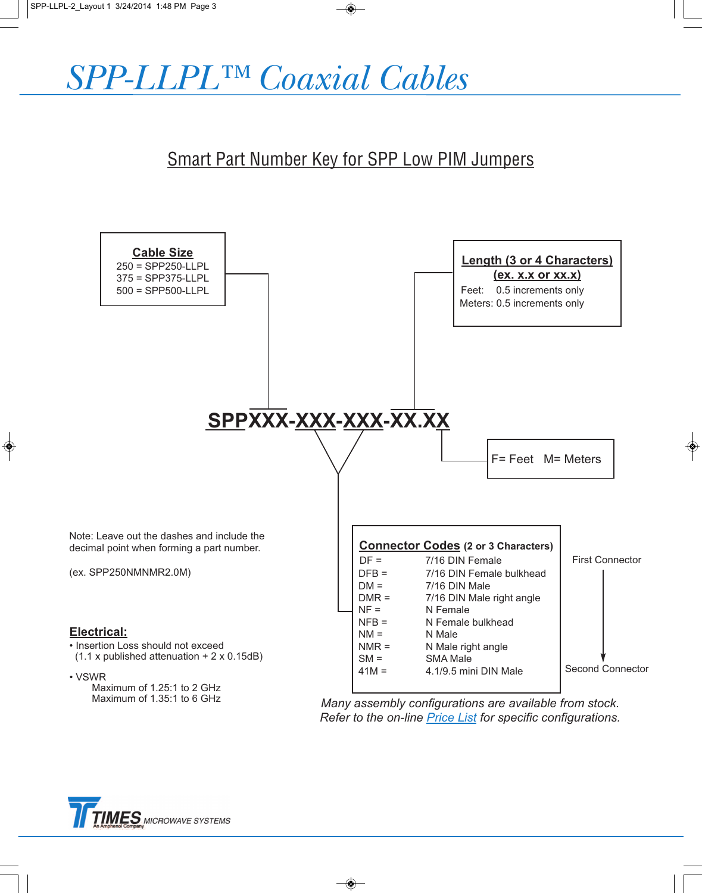# SPP-LLPL™ Coaxial Cables

## Smart Part Number Key for SPP Low PIM Jumpers

**Cable Size**
250 = SPP250-LLPL
375 = SPP375-LLPL
500 = SPP500-LLPL

**Length (3 or 4 Characters)**
**(ex. x.x or xx.x)**
Feet: 0.5 increments only
Meters: 0.5 increments only

**SPPXXX-XXX-XXX-XX.XX**

F= Feet M= Meters

Note: Leave out the dashes and include the decimal point when forming a part number.

(ex. SPP250NMNMR2.0M)

**Connector Codes** (2 or 3 Characters)

| Code | Connector |
|---|---|
| DF = | 7/16 DIN Female |
| DFB = | 7/16 DIN Female bulkhead |
| DM = | 7/16 DIN Male |
| DMR = | 7/16 DIN Male right angle |
| NF = | N Female |
| NFB = | N Female bulkhead |
| NM = | N Male |
| NMR = | N Male right angle |
| SM = | SMA Male |
| 41M = | 4.1/9.5 mini DIN Male |

First Connector → Second Connector

**Electrical:**

- Insertion Loss should not exceed (1.1 x published attenuation + 2 x 0.15dB)
- VSWR
  - Maximum of 1.25:1 to 2 GHz
  - Maximum of 1.35:1 to 6 GHz

*Many assembly configurations are available from stock. Refer to the on-line Price List for specific configurations.*

TIMES MICROWAVE SYSTEMS
An Amphenol Company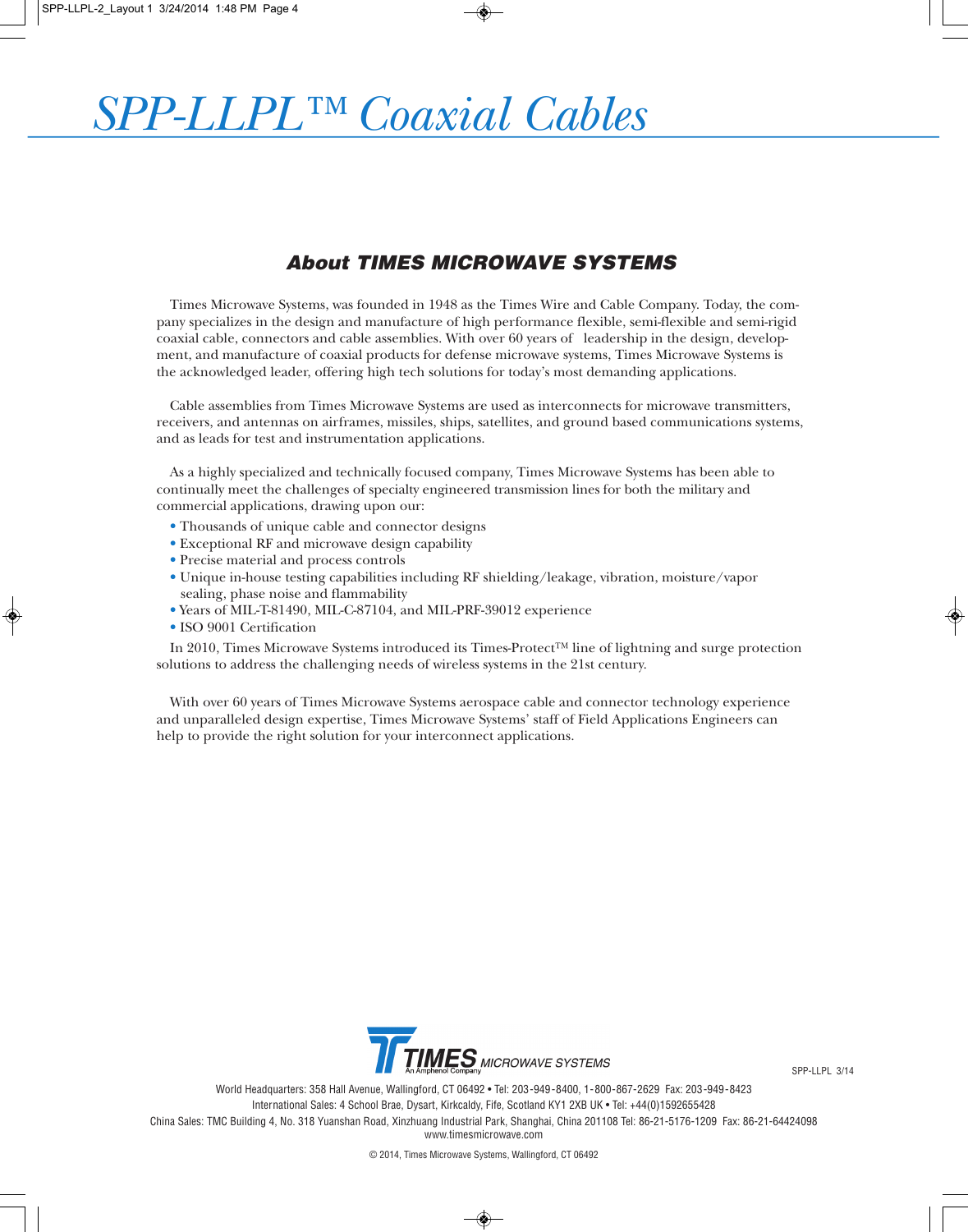# SPP-LLPL™ Coaxial Cables

## *About TIMES MICROWAVE SYSTEMS*

Times Microwave Systems, was founded in 1948 as the Times Wire and Cable Company. Today, the company specializes in the design and manufacture of high performance flexible, semi-flexible and semi-rigid coaxial cable, connectors and cable assemblies. With over 60 years of leadership in the design, development, and manufacture of coaxial products for defense microwave systems, Times Microwave Systems is the acknowledged leader, offering high tech solutions for today's most demanding applications.

Cable assemblies from Times Microwave Systems are used as interconnects for microwave transmitters, receivers, and antennas on airframes, missiles, ships, satellites, and ground based communications systems, and as leads for test and instrumentation applications.

As a highly specialized and technically focused company, Times Microwave Systems has been able to continually meet the challenges of specialty engineered transmission lines for both the military and commercial applications, drawing upon our:

- Thousands of unique cable and connector designs
- Exceptional RF and microwave design capability
- Precise material and process controls
- Unique in-house testing capabilities including RF shielding/leakage, vibration, moisture/vapor sealing, phase noise and flammability
- Years of MIL-T-81490, MIL-C-87104, and MIL-PRF-39012 experience
- ISO 9001 Certification

In 2010, Times Microwave Systems introduced its Times-Protect™ line of lightning and surge protection solutions to address the challenging needs of wireless systems in the 21st century.

With over 60 years of Times Microwave Systems aerospace cable and connector technology experience and unparalleled design expertise, Times Microwave Systems' staff of Field Applications Engineers can help to provide the right solution for your interconnect applications.

TIMES MICROWAVE SYSTEMS
An Amphenol Company

SPP-LLPL 3/14

World Headquarters: 358 Hall Avenue, Wallingford, CT 06492 • Tel: 203-949-8400, 1-800-867-2629 Fax: 203-949-8423
International Sales: 4 School Brae, Dysart, Kirkcaldy, Fife, Scotland KY1 2XB UK • Tel: +44(0)1592655428
China Sales: TMC Building 4, No. 318 Yuanshan Road, Xinzhuang Industrial Park, Shanghai, China 201108 Tel: 86-21-5176-1209 Fax: 86-21-64424098
www.timesmicrowave.com

© 2014, Times Microwave Systems, Wallingford, CT 06492